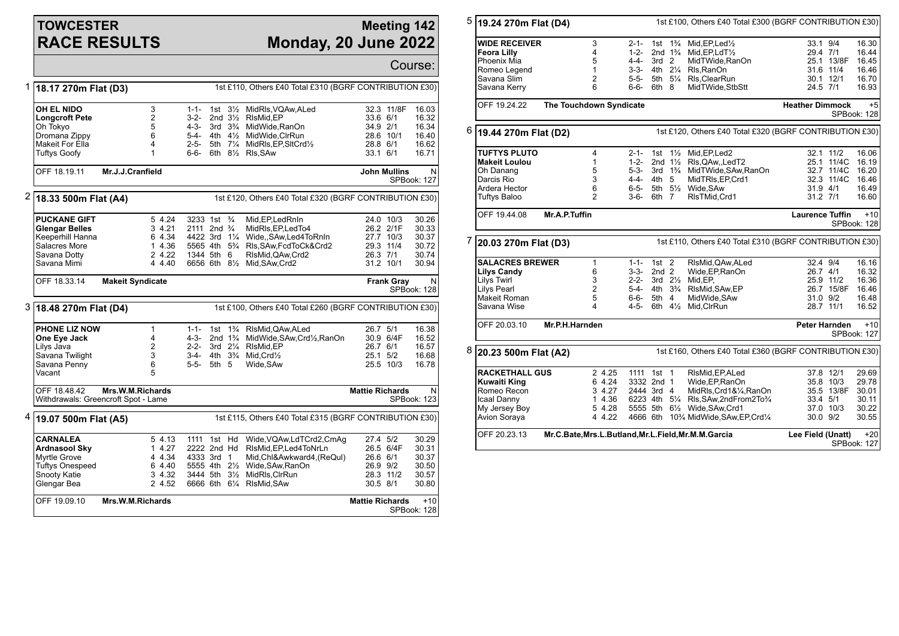# TOWCESTER RACE RESULTS

## Meeting 142 — Monday, 20 June 2022

Course:

### 1 — 18.17 270m Flat (D3)

1st £110, Others £40 Total £310 (BGRF CONTRIBUTION £30)

| Greyhound | Trap | Sectionals | Pos | Dist | Comment | Wt | SP | Time |
|---|---|---|---|---|---|---|---|---|
| **OH EL NIDO** | 3 | 1-1- | 1st | 3½ | MidRls,VQAw,ALed | 32.3 | 11/8F | 16.03 |
| **Longcroft Pete** | 2 | 3-2- | 2nd | 3½ | RlsMid,EP | 33.6 | 6/1 | 16.32 |
| Oh Tokyo | 5 | 4-3- | 3rd | 3¾ | MidWide,RanOn | 34.9 | 2/1 | 16.34 |
| Dromana Zippy | 6 | 5-4- | 4th | 4½ | MidWide,ClrRun | 28.6 | 10/1 | 16.40 |
| Makeit For Ella | 4 | 2-5- | 5th | 7¼ | MidRls,EP,SltCrd½ | 28.8 | 6/1 | 16.62 |
| Tuftys Goofy | 1 | 6-6- | 6th | 8½ | Rls,SAw | 33.1 | 6/1 | 16.71 |

OFF 18.19.11 — Mr.J.J.Cranfield — John Mullins — N — SPBook: 127

### 2 — 18.33 500m Flat (A4)

1st £120, Others £40 Total £320 (BGRF CONTRIBUTION £30)

| Greyhound | Trap | Sectionals | Pos | Dist | Comment | Wt | SP | Time |
|---|---|---|---|---|---|---|---|---|
| **PUCKANE GIFT** | 5 4.24 | 3233 | 1st | ¾ | Mid,EP,LedRnIn | 24.0 | 10/3 | 30.26 |
| **Glengar Belles** | 3 4.21 | 2111 | 2nd | ¾ | MidRls,EP,LedTo4 | 26.2 | 2/1F | 30.33 |
| Keeperhill Hanna | 6 4.34 | 4422 | 3rd | 1¼ | Wide,,SAw,Led4ToRnIn | 27.7 | 10/3 | 30.37 |
| Salacres More | 1 4.36 | 5565 | 4th | 5¾ | Rls,SAw,FcdToCk&Crd2 | 29.3 | 11/4 | 30.72 |
| Savana Dotty | 2 4.22 | 1344 | 5th | 6 | RlsMid,QAw,Crd2 | 26.3 | 7/1 | 30.74 |
| Savana Mimi | 4 4.40 | 6656 | 6th | 8½ | Mid,SAw,Crd2 | 31.2 | 10/1 | 30.94 |

OFF 18.33.14 — Makeit Syndicate — Frank Gray — N — SPBook: 128

### 3 — 18.48 270m Flat (D4)

1st £100, Others £40 Total £260 (BGRF CONTRIBUTION £30)

| Greyhound | Trap | Sectionals | Pos | Dist | Comment | Wt | SP | Time |
|---|---|---|---|---|---|---|---|---|
| **PHONE LIZ NOW** | 1 | 1-1- | 1st | 1¾ | RlsMid,QAw,ALed | 26.7 | 5/1 | 16.38 |
| **One Eye Jack** | 4 | 4-3- | 2nd | 1¾ | MidWide,SAw,Crd½,RanOn | 30.9 | 6/4F | 16.52 |
| Lilys Java | 2 | 2-2- | 3rd | 2¼ | RlsMid,EP | 26.7 | 6/1 | 16.57 |
| Savana Twilight | 3 | 3-4- | 4th | 3¾ | Mid,Crd½ | 25.1 | 5/2 | 16.68 |
| Savana Penny | 6 | 5-5- | 5th | 5 | Wide,SAw | 25.5 | 10/3 | 16.78 |
| Vacant | 5 | | | | | | | |

OFF 18.48.42 — Mrs.W.M.Richards — Mattie Richards — N — SPBook: 123

Withdrawals: Greencroft Spot - Lame

### 4 — 19.07 500m Flat (A5)

1st £115, Others £40 Total £315 (BGRF CONTRIBUTION £30)

| Greyhound | Trap | Sectionals | Pos | Dist | Comment | Wt | SP | Time |
|---|---|---|---|---|---|---|---|---|
| **CARNALEA** | 5 4.13 | 1111 | 1st | Hd | Wide,VQAw,LdTCrd2,CmAg | 27.4 | 5/2 | 30.29 |
| **Ardnasool Sky** | 1 4.27 | 2222 | 2nd | Hd | RlsMid,EP,Led4ToNrLn | 26.5 | 6/4F | 30.31 |
| Myrtle Grove | 4 4.34 | 4333 | 3rd | 1 | Mid,Chl&Awkward4,(ReQul) | 26.6 | 6/1 | 30.37 |
| Tuftys Onespeed | 6 4.40 | 5555 | 4th | 2½ | Wide,SAw,RanOn | 26.9 | 9/2 | 30.50 |
| Snooty Katie | 3 4.32 | 3444 | 5th | 3½ | MidRls,ClrRun | 28.3 | 11/2 | 30.57 |
| Glengar Bea | 2 4.52 | 6666 | 6th | 6¼ | RlsMid,SAw | 30.5 | 8/1 | 30.80 |

OFF 19.09.10 — Mrs.W.M.Richards — Mattie Richards — +10 — SPBook: 128

### 5 — 19.24 270m Flat (D4)

1st £100, Others £40 Total £300 (BGRF CONTRIBUTION £30)

| Greyhound | Trap | Sectionals | Pos | Dist | Comment | Wt | SP | Time |
|---|---|---|---|---|---|---|---|---|
| **WIDE RECEIVER** | 3 | 2-1- | 1st | 1¾ | Mid,EP,Led½ | 33.1 | 9/4 | 16.30 |
| **Feora Lilly** | 4 | 1-2- | 2nd | 1¾ | Mid,EP,LdT½ | 29.4 | 7/1 | 16.44 |
| Phoenix Mia | 5 | 4-4- | 3rd | 2 | MidTWide,RanOn | 25.1 | 13/8F | 16.45 |
| Romeo Legend | 1 | 3-3- | 4th | 2¼ | Rls,RanOn | 31.6 | 11/4 | 16.46 |
| Savana Slim | 2 | 5-5- | 5th | 5¼ | Rls,ClearRun | 30.1 | 12/1 | 16.70 |
| Savana Kerry | 6 | 6-6- | 6th | 8 | MidTWide,StbStt | 24.5 | 7/1 | 16.93 |

OFF 19.24.22 — The Touchdown Syndicate — Heather Dimmock — +5 — SPBook: 128

### 6 — 19.44 270m Flat (D2)

1st £120, Others £40 Total £320 (BGRF CONTRIBUTION £30)

| Greyhound | Trap | Sectionals | Pos | Dist | Comment | Wt | SP | Time |
|---|---|---|---|---|---|---|---|---|
| **TUFTYS PLUTO** | 4 | 2-1- | 1st | 1½ | Mid,EP,Led2 | 32.1 | 11/2 | 16.06 |
| **Makeit Loulou** | 1 | 1-2- | 2nd | 1½ | Rls,QAw,,LedT2 | 25.1 | 11/4C | 16.19 |
| Oh Danang | 5 | 5-3- | 3rd | 1¾ | MidTWide,SAw,RanOn | 32.7 | 11/4C | 16.20 |
| Darcis Rio | 3 | 4-4- | 4th | 5 | MidTRls,EP,Crd1 | 32.3 | 11/4C | 16.46 |
| Ardera Hector | 6 | 6-5- | 5th | 5½ | Wide,SAw | 31.9 | 4/1 | 16.49 |
| Tuftys Baloo | 2 | 3-6- | 6th | 7 | RlsTMid,Crd1 | 31.2 | 7/1 | 16.60 |

OFF 19.44.08 — Mr.A.P.Tuffin — Laurence Tuffin — +10 — SPBook: 128

### 7 — 20.03 270m Flat (D3)

1st £110, Others £40 Total £310 (BGRF CONTRIBUTION £30)

| Greyhound | Trap | Sectionals | Pos | Dist | Comment | Wt | SP | Time |
|---|---|---|---|---|---|---|---|---|
| **SALACRES BREWER** | 1 | 1-1- | 1st | 2 | RlsMid,QAw,ALed | 32.4 | 9/4 | 16.16 |
| **Lilys Candy** | 6 | 3-3- | 2nd | 2 | Wide,EP,RanOn | 26.7 | 4/1 | 16.32 |
| Lilys Twirl | 3 | 2-2- | 3rd | 2½ | Mid,EP, | 25.9 | 11/2 | 16.36 |
| Lilys Pearl | 2 | 5-4- | 4th | 3¾ | RlsMid,SAw,EP | 26.7 | 15/8F | 16.46 |
| Makeit Roman | 5 | 6-6- | 5th | 4 | MidWide,SAw | 31.0 | 9/2 | 16.48 |
| Savana Wise | 4 | 4-5- | 6th | 4½ | Mid,ClrRun | 28.7 | 11/1 | 16.52 |

OFF 20.03.10 — Mr.P.H.Harnden — Peter Harnden — +10 — SPBook: 127

### 8 — 20.23 500m Flat (A2)

1st £160, Others £40 Total £360 (BGRF CONTRIBUTION £30)

| Greyhound | Trap | Sectionals | Pos | Dist | Comment | Wt | SP | Time |
|---|---|---|---|---|---|---|---|---|
| **RACKETHALL GUS** | 2 4.25 | 1111 | 1st | 1 | RlsMid,EP,ALed | 37.8 | 12/1 | 29.69 |
| **Kuwaiti King** | 6 4.24 | 3332 | 2nd | 1 | Wide,EP,RanOn | 35.8 | 10/3 | 29.78 |
| Romeo Recon | 3 4.27 | 2444 | 3rd | 4 | MidRls,Crd1&¼,RanOn | 35.5 | 13/8F | 30.01 |
| Icaal Danny | 1 4.36 | 6223 | 4th | 5¼ | Rls,SAw,2ndFrom2To¾ | 33.4 | 5/1 | 30.11 |
| My Jersey Boy | 5 4.28 | 5555 | 5th | 6½ | Wide,SAw,Crd1 | 37.0 | 10/3 | 30.22 |
| Avion Soraya | 4 4.22 | 4666 | 6th | 10¾ | MidWide,SAw,EP,Crd¼ | 30.0 | 9/2 | 30.55 |

OFF 20.23.13 — Mr.C.Bate,Mrs.L.Butland,Mr.L.Field,Mr.M.M.Garcia — Lee Field (Unatt) — +20 — SPBook: 127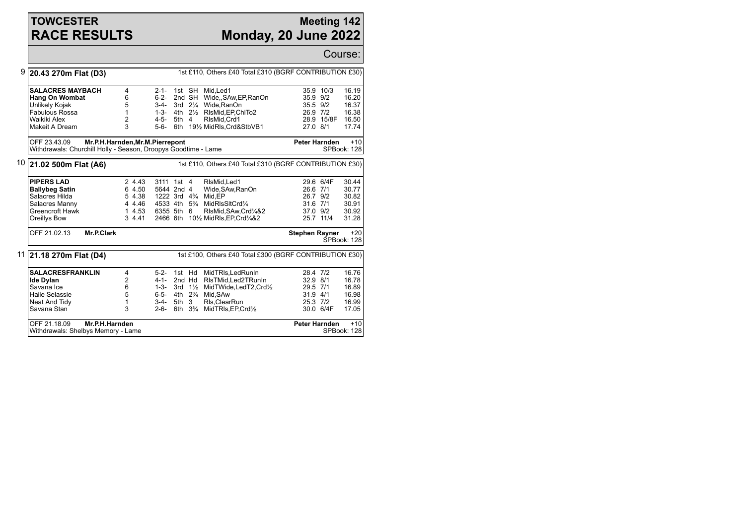# TOWCESTER RACE RESULTS

## Meeting 142 Monday, 20 June 2022

Course:

### 9 20.43 270m Flat (D3)

1st £110, Others £40 Total £310 (BGRF CONTRIBUTION £30)

| | | | | | | | | | |
|---|---|---|---|---|---|---|---|---|---|
| **SALACRES MAYBACH** | 4 | | 2-1- | 1st | SH | Mid,Led1 | 35.9 | 10/3 | 16.19 |
| **Hang On Wombat** | 6 | | 6-2- | 2nd | SH | Wide,,SAw,EP,RanOn | 35.9 | 9/2 | 16.20 |
| Unlikely Kojak | 5 | | 3-4- | 3rd | 2¼ | Wide,RanOn | 35.5 | 9/2 | 16.37 |
| Fabulous Rossa | 1 | | 1-3- | 4th | 2½ | RlsMid,EP,ChlTo2 | 26.9 | 7/2 | 16.38 |
| Waikiki Alex | 2 | | 4-5- | 5th | 4 | RlsMid,Crd1 | 28.9 | 15/8F | 16.50 |
| Makeit A Dream | 3 | | 5-6- | 6th | 19½ | MidRls,Crd&StbVB1 | 27.0 | 8/1 | 17.74 |

OFF 23.43.09 **Mr.P.H.Harnden,Mr.M.Pierrepont** **Peter Harnden** +10
Withdrawals: Churchill Holly - Season, Droopys Goodtime - Lame SPBook: 128

### 10 21.02 500m Flat (A6)

1st £110, Others £40 Total £310 (BGRF CONTRIBUTION £30)

| | | | | | | | | | |
|---|---|---|---|---|---|---|---|---|---|
| **PIPERS LAD** | 2 | 4.43 | 3111 | 1st | 4 | RlsMid,Led1 | 29.6 | 6/4F | 30.44 |
| **Ballybeg Satin** | 6 | 4.50 | 5644 | 2nd | 4 | Wide,SAw,RanOn | 26.6 | 7/1 | 30.77 |
| Salacres Hilda | 5 | 4.38 | 1222 | 3rd | 4¾ | Mid,EP | 26.7 | 9/2 | 30.82 |
| Salacres Manny | 4 | 4.46 | 4533 | 4th | 5¾ | MidRlsSltCrd¼ | 31.6 | 7/1 | 30.91 |
| Greencroft Hawk | 1 | 4.53 | 6355 | 5th | 6 | RlsMid,SAw,Crd¼&2 | 37.0 | 9/2 | 30.92 |
| Oreillys Bow | 3 | 4.41 | 2466 | 6th | 10½ | MidRls,EP,Crd¼&2 | 25.7 | 11/4 | 31.28 |

OFF 21.02.13 **Mr.P.Clark** **Stephen Rayner** +20
SPBook: 128

### 11 21.18 270m Flat (D4)

1st £100, Others £40 Total £300 (BGRF CONTRIBUTION £30)

| | | | | | | | | | |
|---|---|---|---|---|---|---|---|---|---|
| **SALACRESFRANKLIN** | 4 | | 5-2- | 1st | Hd | MidTRls,LedRunIn | 28.4 | 7/2 | 16.76 |
| **Ide Dylan** | 2 | | 4-1- | 2nd | Hd | RlsTMid,Led2TRunIn | 32.9 | 8/1 | 16.78 |
| Savana Ice | 6 | | 1-3- | 3rd | 1½ | MidTWide,LedT2,Crd½ | 29.5 | 7/1 | 16.89 |
| Haile Selassie | 5 | | 6-5- | 4th | 2¾ | Mid,SAw | 31.9 | 4/1 | 16.98 |
| Neat And Tidy | 1 | | 3-4- | 5th | 3 | Rls,ClearRun | 25.3 | 7/2 | 16.99 |
| Savana Stan | 3 | | 2-6- | 6th | 3¾ | MidTRls,EP,Crd½ | 30.0 | 6/4F | 17.05 |

OFF 21.18.09 **Mr.P.H.Harnden** **Peter Harnden** +10
Withdrawals: Shelbys Memory - Lame SPBook: 128